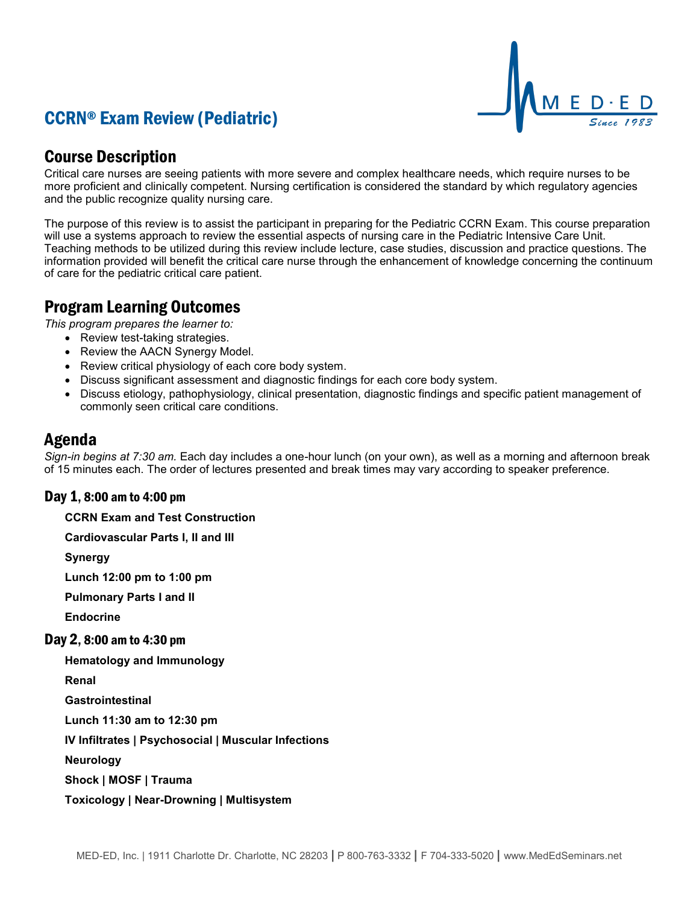# CCRN® Exam Review (Pediatric)

## Course Description

Critical care nurses are seeing patients with more severe and complex healthcare needs, which require nurses to be more proficient and clinically competent. Nursing certification is considered the standard by which regulatory agencies and the public recognize quality nursing care.

The purpose of this review is to assist the participant in preparing for the Pediatric CCRN Exam. This course preparation will use a systems approach to review the essential aspects of nursing care in the Pediatric Intensive Care Unit. Teaching methods to be utilized during this review include lecture, case studies, discussion and practice questions. The information provided will benefit the critical care nurse through the enhancement of knowledge concerning the continuum of care for the pediatric critical care patient.

## Program Learning Outcomes

*This program prepares the learner to:*

- Review test-taking strategies.
- Review the AACN Synergy Model.
- Review critical physiology of each core body system.
- Discuss significant assessment and diagnostic findings for each core body system.
- Discuss etiology, pathophysiology, clinical presentation, diagnostic findings and specific patient management of commonly seen critical care conditions.

## Agenda

*Sign-in begins at 7:30 am.* Each day includes a one-hour lunch (on your own), as well as a morning and afternoon break of 15 minutes each. The order of lectures presented and break times may vary according to speaker preference.

### Day 1, 8:00 am to 4:00 pm

**CCRN Exam and Test Construction**

**Cardiovascular Parts I, II and III**

**Synergy**

**Lunch 12:00 pm to 1:00 pm**

**Pulmonary Parts I and II**

**Endocrine**

### Day 2, 8:00 am to 4:30 pm

**Hematology and Immunology**

**Renal**

**Gastrointestinal**

**Lunch 11:30 am to 12:30 pm**

**IV Infiltrates | Psychosocial | Muscular Infections**

**Neurology**

**Shock | MOSF | Trauma**

**Toxicology | Near-Drowning | Multisystem**

MED-ED, Inc. | 1911 Charlotte Dr. Charlotte, NC 28203 | P 800-763-3332 | F 704-333-5020 | www.MedEdSeminars.net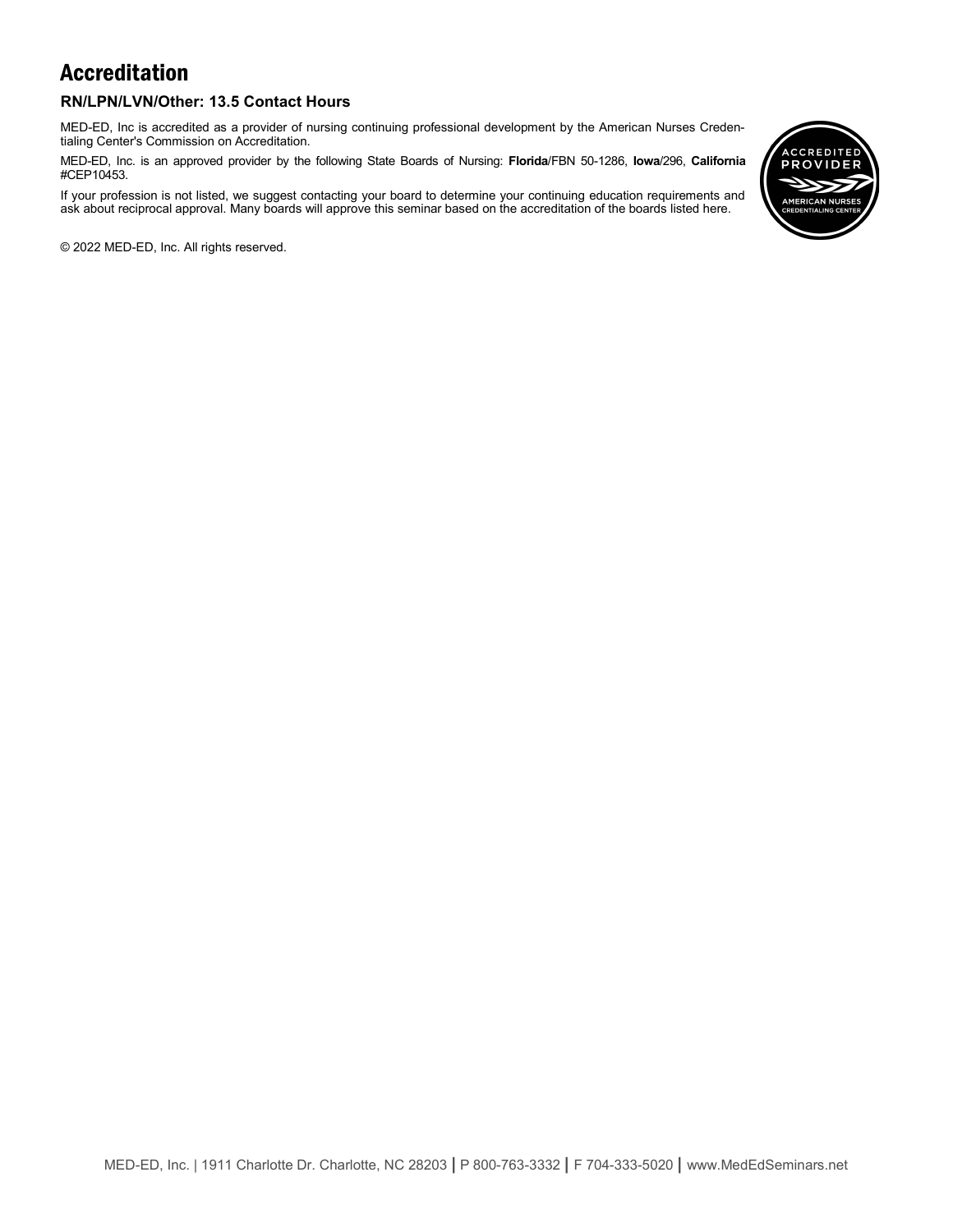# Accreditation

**RN/LPN/LVN/Other: 13.5 Contact Hours**

MED-ED, Inc is accredited as a provider of nursing continuing professional development by the American Nurses Credentialing Center's Commission on Accreditation.

MED-ED, Inc. is an approved provider by the following State Boards of Nursing: **Florida**/FBN 50-1286, **Iowa**/296, **California** #CEP10453.

If your profession is not listed, we suggest contacting your board to determine your continuing education requirements and ask about reciprocal approval. Many boards will approve this seminar based on the accreditation of the boards listed here.

© 2022 MED-ED, Inc. All rights reserved.

MED-ED, Inc. | 1911 Charlotte Dr. Charlotte, NC 28203 | P 800-763-3332 | F 704-333-5020 | www.MedEdSeminars.net